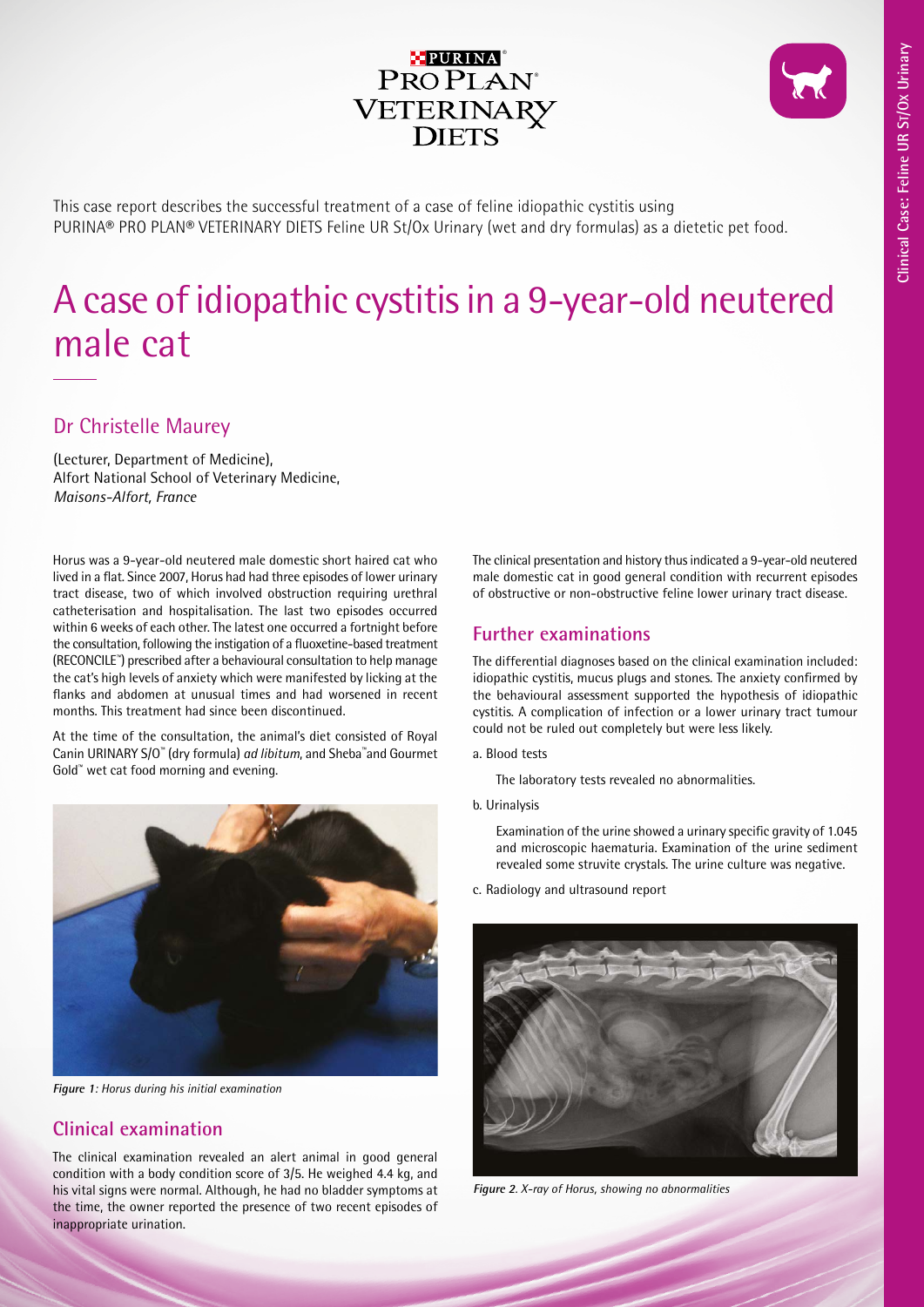This case report describes the successful treatment of a case of feline idiopathic cystitis using PURINA® PRO PLAN® VETERINARY DIETS Feline UR St/Ox Urinary (wet and dry formulas) as a dietetic pet food.

# A case of idiopathic cystitis in a 9-year-old neutered male cat

## Dr Christelle Maurey

(Lecturer, Department of Medicine),
Alfort National School of Veterinary Medicine,
*Maisons-Alfort, France*

Horus was a 9-year-old neutered male domestic short haired cat who lived in a flat. Since 2007, Horus had had three episodes of lower urinary tract disease, two of which involved obstruction requiring urethral catheterisation and hospitalisation. The last two episodes occurred within 6 weeks of each other. The latest one occurred a fortnight before the consultation, following the instigation of a fluoxetine-based treatment (RECONCILE™) prescribed after a behavioural consultation to help manage the cat's high levels of anxiety which were manifested by licking at the flanks and abdomen at unusual times and had worsened in recent months. This treatment had since been discontinued.

At the time of the consultation, the animal's diet consisted of Royal Canin URINARY S/O™ (dry formula) *ad libitum*, and Sheba™ and Gourmet Gold™ wet cat food morning and evening.

*Figure 1: Horus during his initial examination*

## Clinical examination

The clinical examination revealed an alert animal in good general condition with a body condition score of 3/5. He weighed 4.4 kg, and his vital signs were normal. Although, he had no bladder symptoms at the time, the owner reported the presence of two recent episodes of inappropriate urination.

The clinical presentation and history thus indicated a 9-year-old neutered male domestic cat in good general condition with recurrent episodes of obstructive or non-obstructive feline lower urinary tract disease.

## Further examinations

The differential diagnoses based on the clinical examination included: idiopathic cystitis, mucus plugs and stones. The anxiety confirmed by the behavioural assessment supported the hypothesis of idiopathic cystitis. A complication of infection or a lower urinary tract tumour could not be ruled out completely but were less likely.

a. Blood tests

The laboratory tests revealed no abnormalities.

b. Urinalysis

Examination of the urine showed a urinary specific gravity of 1.045 and microscopic haematuria. Examination of the urine sediment revealed some struvite crystals. The urine culture was negative.

c. Radiology and ultrasound report

*Figure 2. X-ray of Horus, showing no abnormalities*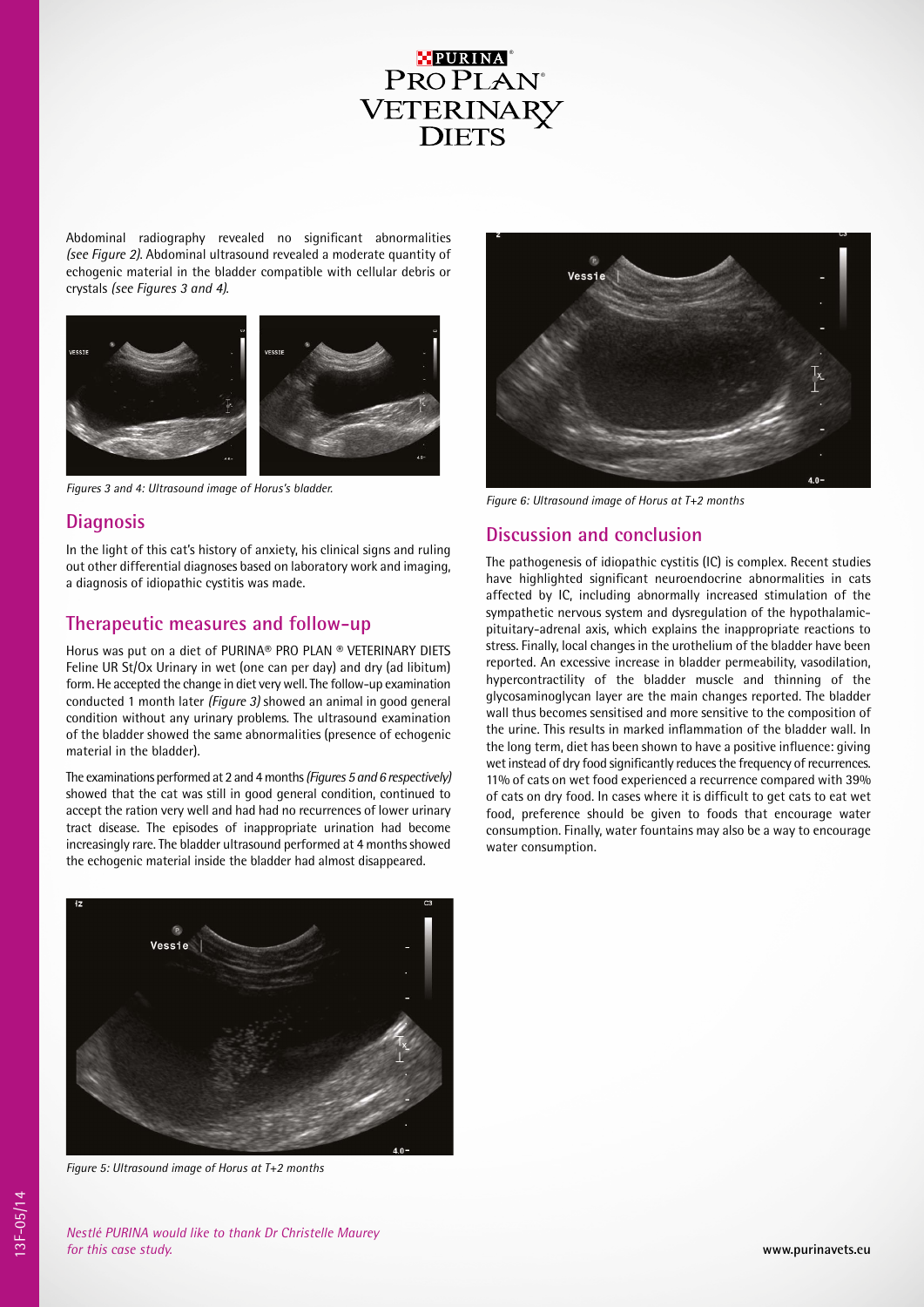Abdominal radiography revealed no significant abnormalities *(see Figure 2)*. Abdominal ultrasound revealed a moderate quantity of echogenic material in the bladder compatible with cellular debris or crystals *(see Figures 3 and 4)*.

*Figures 3 and 4: Ultrasound image of Horus's bladder.*

## Diagnosis

In the light of this cat's history of anxiety, his clinical signs and ruling out other differential diagnoses based on laboratory work and imaging, a diagnosis of idiopathic cystitis was made.

## Therapeutic measures and follow-up

Horus was put on a diet of PURINA® PRO PLAN ® VETERINARY DIETS Feline UR St/Ox Urinary in wet (one can per day) and dry (ad libitum) form. He accepted the change in diet very well. The follow-up examination conducted 1 month later *(Figure 3)* showed an animal in good general condition without any urinary problems. The ultrasound examination of the bladder showed the same abnormalities (presence of echogenic material in the bladder).

The examinations performed at 2 and 4 months *(Figures 5 and 6 respectively)* showed that the cat was still in good general condition, continued to accept the ration very well and had had no recurrences of lower urinary tract disease. The episodes of inappropriate urination had become increasingly rare. The bladder ultrasound performed at 4 months showed the echogenic material inside the bladder had almost disappeared.

*Figure 5: Ultrasound image of Horus at T+2 months*

*Figure 6: Ultrasound image of Horus at T+2 months*

## Discussion and conclusion

The pathogenesis of idiopathic cystitis (IC) is complex. Recent studies have highlighted significant neuroendocrine abnormalities in cats affected by IC, including abnormally increased stimulation of the sympathetic nervous system and dysregulation of the hypothalamic-pituitary-adrenal axis, which explains the inappropriate reactions to stress. Finally, local changes in the urothelium of the bladder have been reported. An excessive increase in bladder permeability, vasodilation, hypercontractility of the bladder muscle and thinning of the glycosaminoglycan layer are the main changes reported. The bladder wall thus becomes sensitised and more sensitive to the composition of the urine. This results in marked inflammation of the bladder wall. In the long term, diet has been shown to have a positive influence: giving wet instead of dry food significantly reduces the frequency of recurrences. 11% of cats on wet food experienced a recurrence compared with 39% of cats on dry food. In cases where it is difficult to get cats to eat wet food, preference should be given to foods that encourage water consumption. Finally, water fountains may also be a way to encourage water consumption.

*Nestlé PURINA would like to thank Dr Christelle Maurey for this case study.*

13F-05/14

www.purinavets.eu